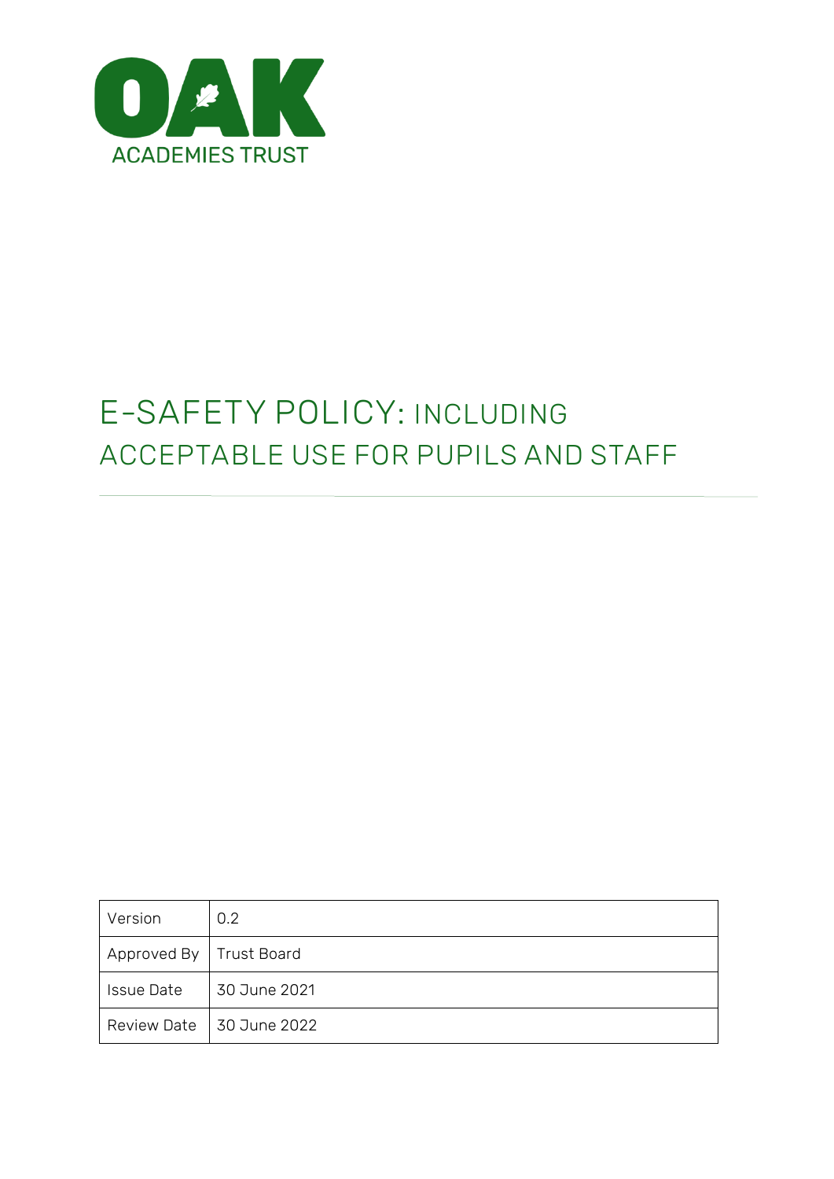OAK

ACADEMIES TRUST

# E-SAFETY POLICY: INCLUDING ACCEPTABLE USE FOR PUPILS AND STAFF

| Version | 0.2 |
|---|---|
| Approved By | Trust Board |
| Issue Date | 30 June 2021 |
| Review Date | 30 June 2022 |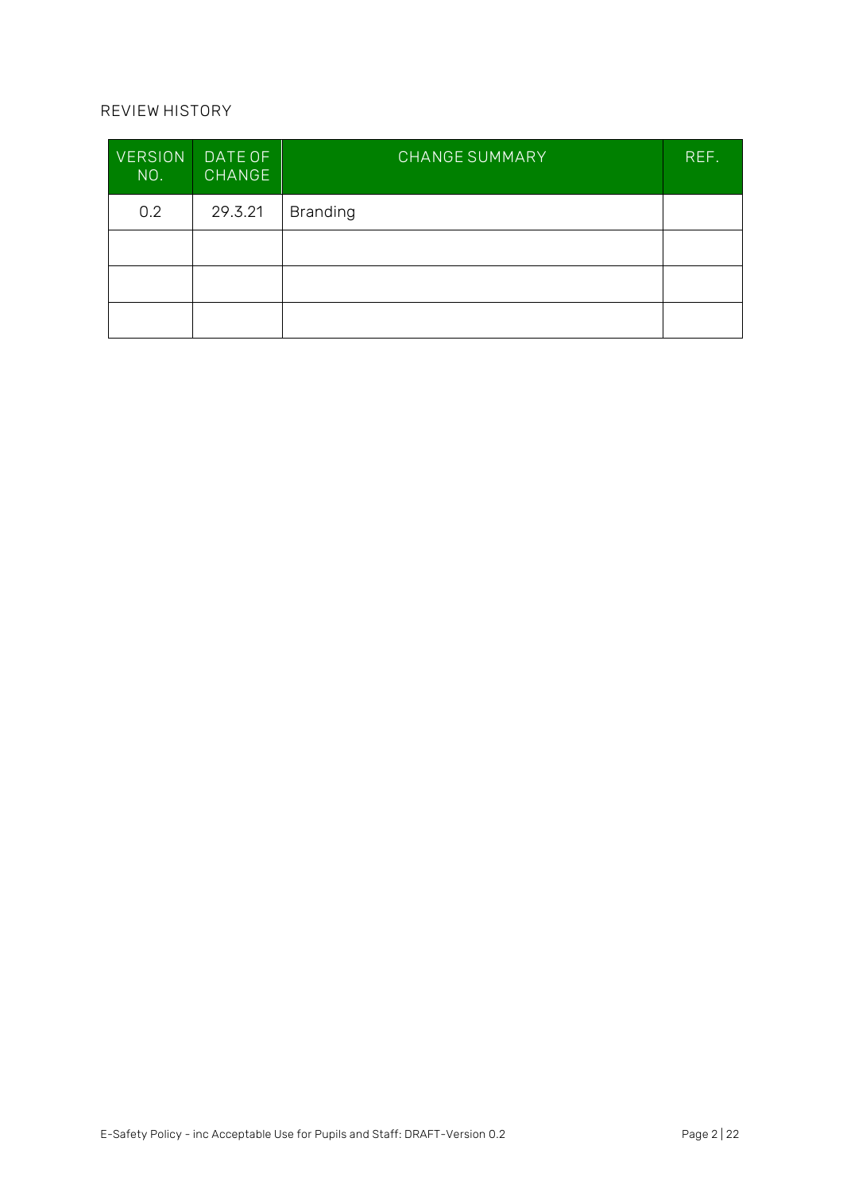## REVIEW HISTORY

| VERSION NO. | DATE OF CHANGE | CHANGE SUMMARY | REF. |
|---|---|---|---|
| 0.2 | 29.3.21 | Branding | |
| | | | |
| | | | |
| | | | |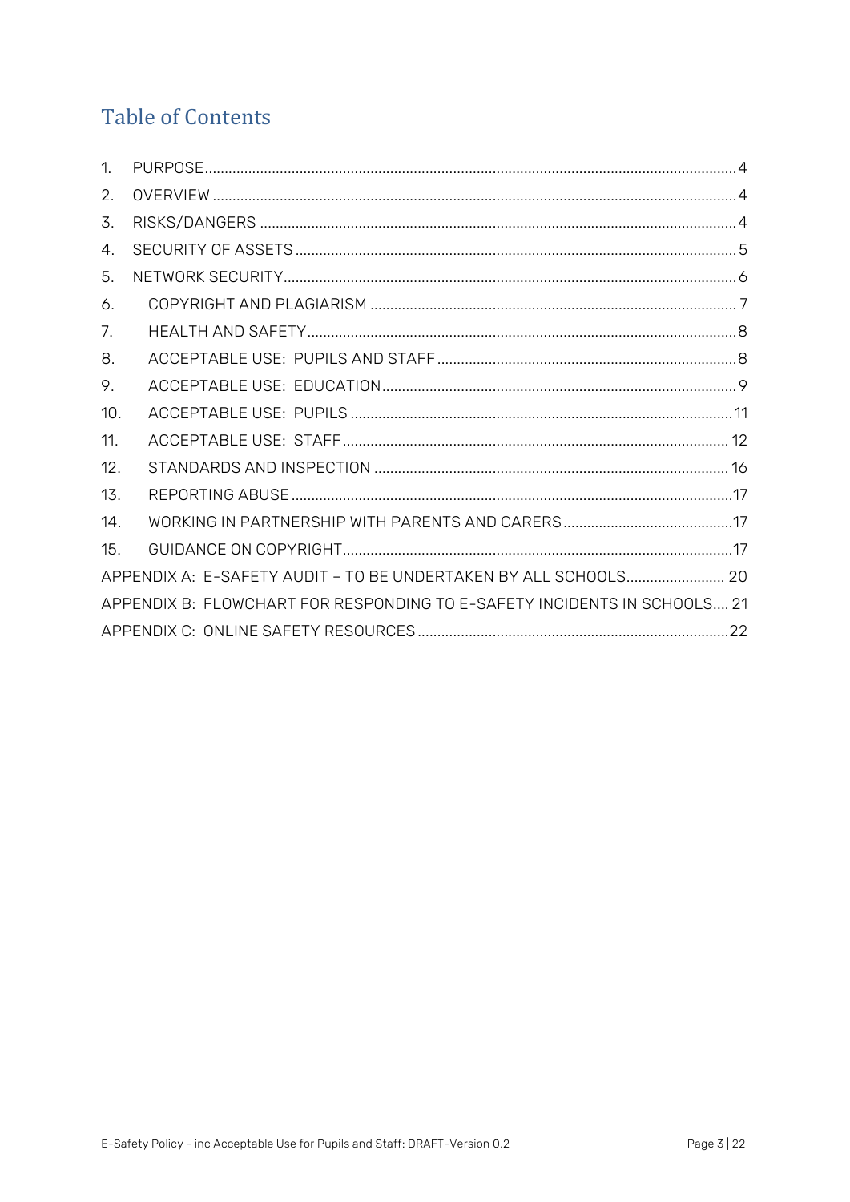# Table of Contents

1. PURPOSE .......... 4
2. OVERVIEW .......... 4
3. RISKS/DANGERS .......... 4
4. SECURITY OF ASSETS .......... 5
5. NETWORK SECURITY .......... 6
6. COPYRIGHT AND PLAGIARISM .......... 7
7. HEALTH AND SAFETY .......... 8
8. ACCEPTABLE USE: PUPILS AND STAFF .......... 8
9. ACCEPTABLE USE: EDUCATION .......... 9
10. ACCEPTABLE USE: PUPILS .......... 11
11. ACCEPTABLE USE: STAFF .......... 12
12. STANDARDS AND INSPECTION .......... 16
13. REPORTING ABUSE .......... 17
14. WORKING IN PARTNERSHIP WITH PARENTS AND CARERS .......... 17
15. GUIDANCE ON COPYRIGHT .......... 17

APPENDIX A: E-SAFETY AUDIT – TO BE UNDERTAKEN BY ALL SCHOOLS .......... 20

APPENDIX B: FLOWCHART FOR RESPONDING TO E-SAFETY INCIDENTS IN SCHOOLS .......... 21

APPENDIX C: ONLINE SAFETY RESOURCES .......... 22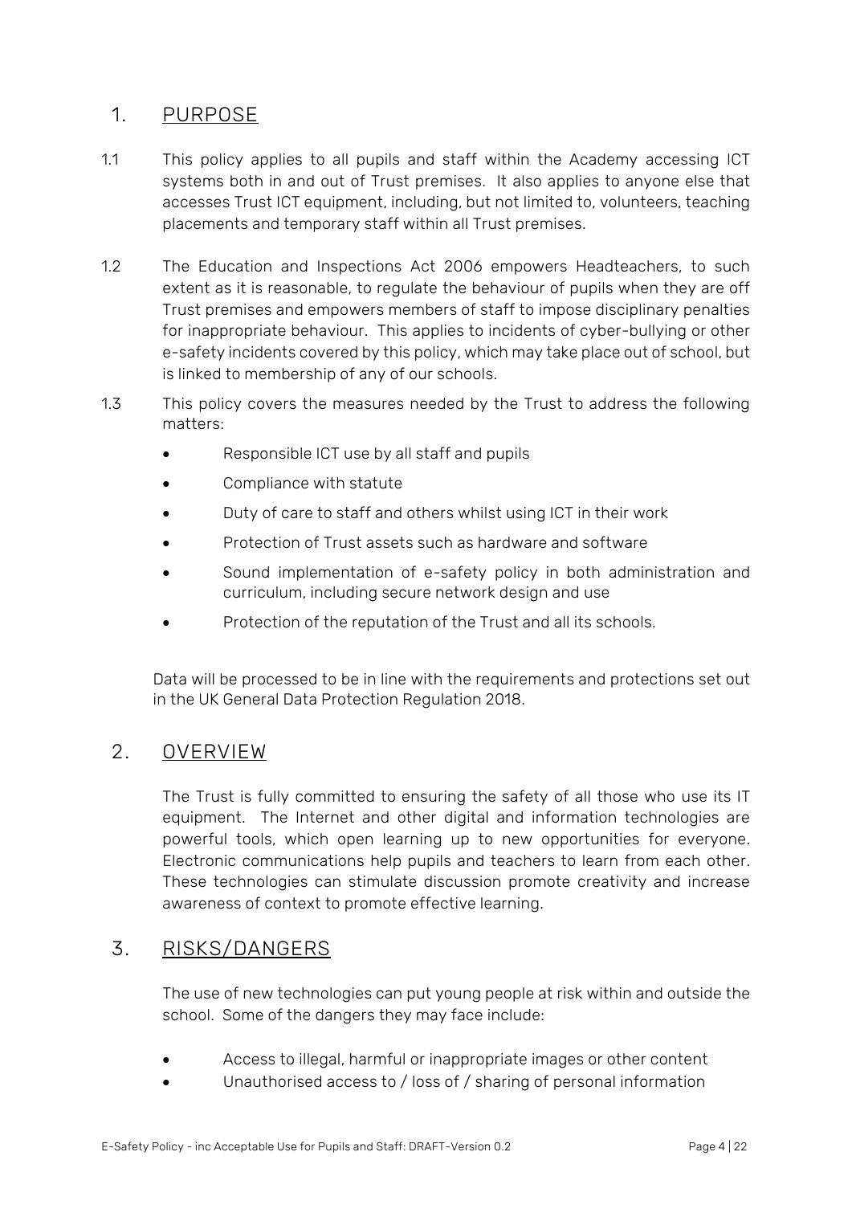## 1. PURPOSE

1.1 This policy applies to all pupils and staff within the Academy accessing ICT systems both in and out of Trust premises. It also applies to anyone else that accesses Trust ICT equipment, including, but not limited to, volunteers, teaching placements and temporary staff within all Trust premises.

1.2 The Education and Inspections Act 2006 empowers Headteachers, to such extent as it is reasonable, to regulate the behaviour of pupils when they are off Trust premises and empowers members of staff to impose disciplinary penalties for inappropriate behaviour. This applies to incidents of cyber-bullying or other e-safety incidents covered by this policy, which may take place out of school, but is linked to membership of any of our schools.

1.3 This policy covers the measures needed by the Trust to address the following matters:

- Responsible ICT use by all staff and pupils
- Compliance with statute
- Duty of care to staff and others whilst using ICT in their work
- Protection of Trust assets such as hardware and software
- Sound implementation of e-safety policy in both administration and curriculum, including secure network design and use
- Protection of the reputation of the Trust and all its schools.

Data will be processed to be in line with the requirements and protections set out in the UK General Data Protection Regulation 2018.

## 2. OVERVIEW

The Trust is fully committed to ensuring the safety of all those who use its IT equipment. The Internet and other digital and information technologies are powerful tools, which open learning up to new opportunities for everyone. Electronic communications help pupils and teachers to learn from each other. These technologies can stimulate discussion promote creativity and increase awareness of context to promote effective learning.

## 3. RISKS/DANGERS

The use of new technologies can put young people at risk within and outside the school. Some of the dangers they may face include:

- Access to illegal, harmful or inappropriate images or other content
- Unauthorised access to / loss of / sharing of personal information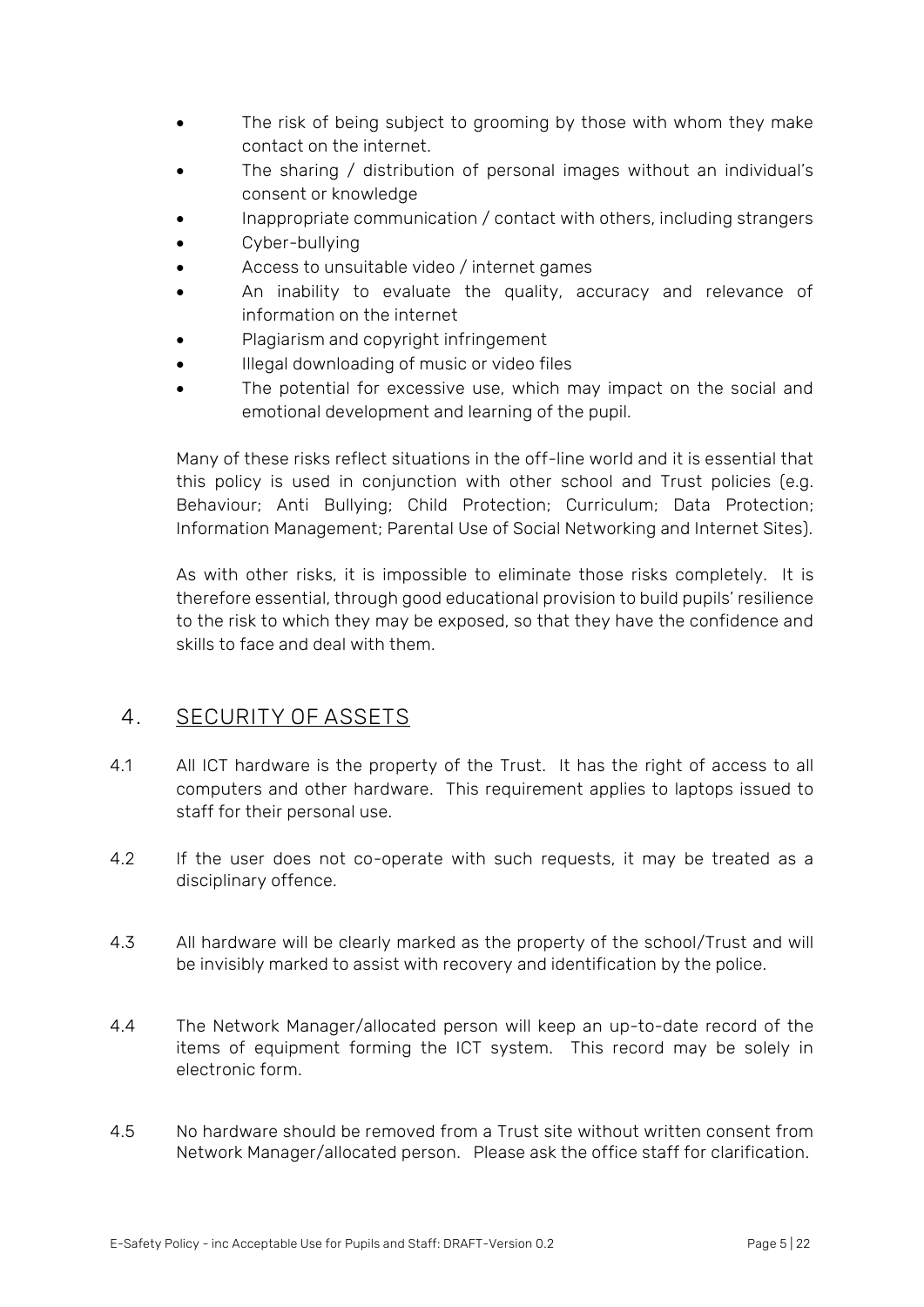- The risk of being subject to grooming by those with whom they make contact on the internet.
- The sharing / distribution of personal images without an individual's consent or knowledge
- Inappropriate communication / contact with others, including strangers
- Cyber-bullying
- Access to unsuitable video / internet games
- An inability to evaluate the quality, accuracy and relevance of information on the internet
- Plagiarism and copyright infringement
- Illegal downloading of music or video files
- The potential for excessive use, which may impact on the social and emotional development and learning of the pupil.

Many of these risks reflect situations in the off-line world and it is essential that this policy is used in conjunction with other school and Trust policies (e.g. Behaviour; Anti Bullying; Child Protection; Curriculum; Data Protection; Information Management; Parental Use of Social Networking and Internet Sites).

As with other risks, it is impossible to eliminate those risks completely. It is therefore essential, through good educational provision to build pupils' resilience to the risk to which they may be exposed, so that they have the confidence and skills to face and deal with them.

## 4. SECURITY OF ASSETS

4.1 All ICT hardware is the property of the Trust. It has the right of access to all computers and other hardware. This requirement applies to laptops issued to staff for their personal use.

4.2 If the user does not co-operate with such requests, it may be treated as a disciplinary offence.

4.3 All hardware will be clearly marked as the property of the school/Trust and will be invisibly marked to assist with recovery and identification by the police.

4.4 The Network Manager/allocated person will keep an up-to-date record of the items of equipment forming the ICT system. This record may be solely in electronic form.

4.5 No hardware should be removed from a Trust site without written consent from Network Manager/allocated person. Please ask the office staff for clarification.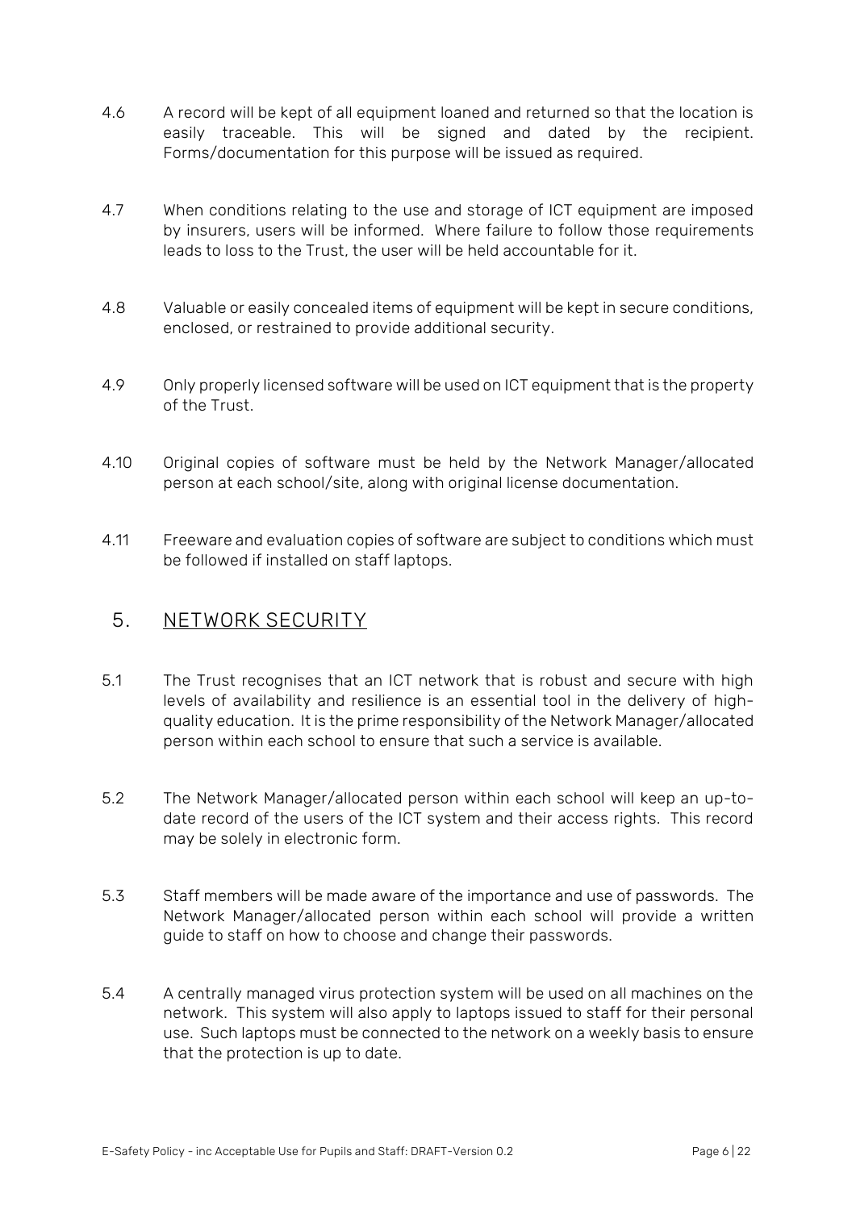4.6 A record will be kept of all equipment loaned and returned so that the location is easily traceable. This will be signed and dated by the recipient. Forms/documentation for this purpose will be issued as required.

4.7 When conditions relating to the use and storage of ICT equipment are imposed by insurers, users will be informed. Where failure to follow those requirements leads to loss to the Trust, the user will be held accountable for it.

4.8 Valuable or easily concealed items of equipment will be kept in secure conditions, enclosed, or restrained to provide additional security.

4.9 Only properly licensed software will be used on ICT equipment that is the property of the Trust.

4.10 Original copies of software must be held by the Network Manager/allocated person at each school/site, along with original license documentation.

4.11 Freeware and evaluation copies of software are subject to conditions which must be followed if installed on staff laptops.

## 5. NETWORK SECURITY

5.1 The Trust recognises that an ICT network that is robust and secure with high levels of availability and resilience is an essential tool in the delivery of high-quality education. It is the prime responsibility of the Network Manager/allocated person within each school to ensure that such a service is available.

5.2 The Network Manager/allocated person within each school will keep an up-to-date record of the users of the ICT system and their access rights. This record may be solely in electronic form.

5.3 Staff members will be made aware of the importance and use of passwords. The Network Manager/allocated person within each school will provide a written guide to staff on how to choose and change their passwords.

5.4 A centrally managed virus protection system will be used on all machines on the network. This system will also apply to laptops issued to staff for their personal use. Such laptops must be connected to the network on a weekly basis to ensure that the protection is up to date.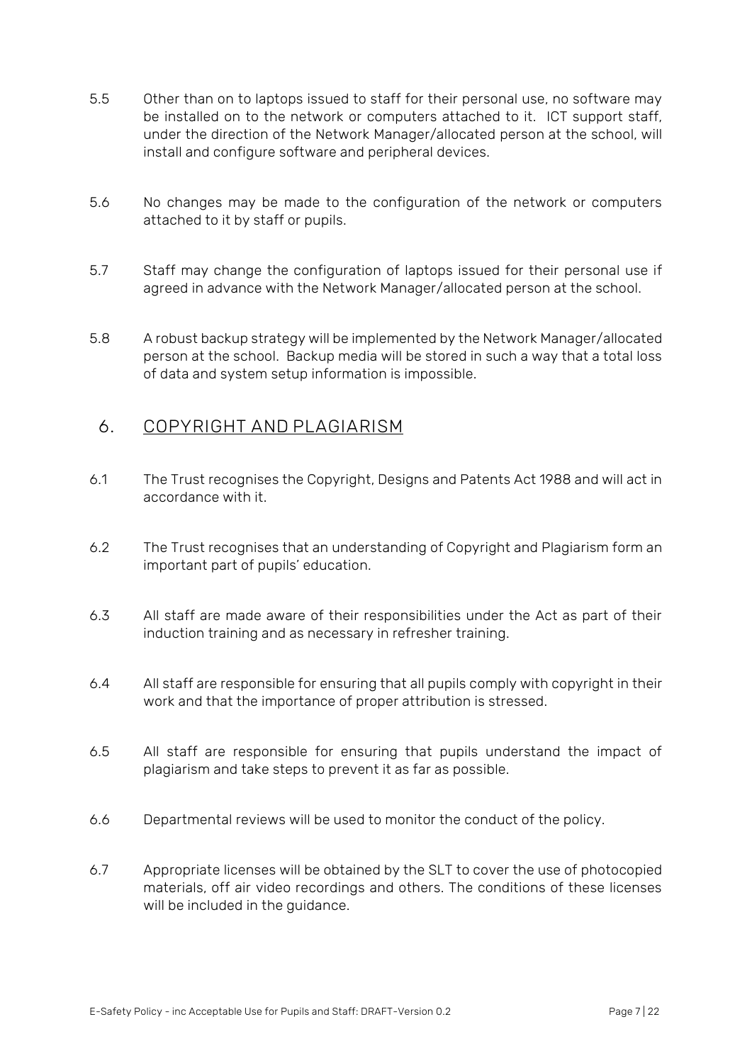5.5 Other than on to laptops issued to staff for their personal use, no software may be installed on to the network or computers attached to it. ICT support staff, under the direction of the Network Manager/allocated person at the school, will install and configure software and peripheral devices.

5.6 No changes may be made to the configuration of the network or computers attached to it by staff or pupils.

5.7 Staff may change the configuration of laptops issued for their personal use if agreed in advance with the Network Manager/allocated person at the school.

5.8 A robust backup strategy will be implemented by the Network Manager/allocated person at the school. Backup media will be stored in such a way that a total loss of data and system setup information is impossible.

## 6. COPYRIGHT AND PLAGIARISM

6.1 The Trust recognises the Copyright, Designs and Patents Act 1988 and will act in accordance with it.

6.2 The Trust recognises that an understanding of Copyright and Plagiarism form an important part of pupils' education.

6.3 All staff are made aware of their responsibilities under the Act as part of their induction training and as necessary in refresher training.

6.4 All staff are responsible for ensuring that all pupils comply with copyright in their work and that the importance of proper attribution is stressed.

6.5 All staff are responsible for ensuring that pupils understand the impact of plagiarism and take steps to prevent it as far as possible.

6.6 Departmental reviews will be used to monitor the conduct of the policy.

6.7 Appropriate licenses will be obtained by the SLT to cover the use of photocopied materials, off air video recordings and others. The conditions of these licenses will be included in the guidance.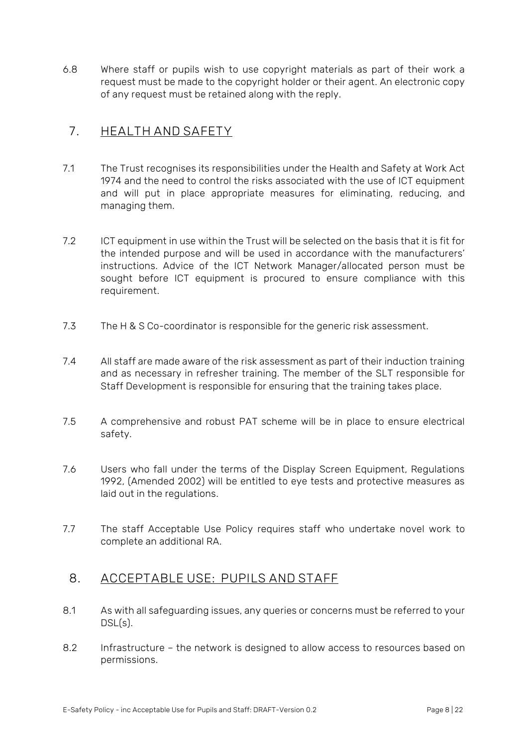6.8 Where staff or pupils wish to use copyright materials as part of their work a request must be made to the copyright holder or their agent. An electronic copy of any request must be retained along with the reply.

## 7. HEALTH AND SAFETY

7.1 The Trust recognises its responsibilities under the Health and Safety at Work Act 1974 and the need to control the risks associated with the use of ICT equipment and will put in place appropriate measures for eliminating, reducing, and managing them.

7.2 ICT equipment in use within the Trust will be selected on the basis that it is fit for the intended purpose and will be used in accordance with the manufacturers' instructions. Advice of the ICT Network Manager/allocated person must be sought before ICT equipment is procured to ensure compliance with this requirement.

7.3 The H & S Co-coordinator is responsible for the generic risk assessment.

7.4 All staff are made aware of the risk assessment as part of their induction training and as necessary in refresher training. The member of the SLT responsible for Staff Development is responsible for ensuring that the training takes place.

7.5 A comprehensive and robust PAT scheme will be in place to ensure electrical safety.

7.6 Users who fall under the terms of the Display Screen Equipment, Regulations 1992, (Amended 2002) will be entitled to eye tests and protective measures as laid out in the regulations.

7.7 The staff Acceptable Use Policy requires staff who undertake novel work to complete an additional RA.

## 8. ACCEPTABLE USE: PUPILS AND STAFF

8.1 As with all safeguarding issues, any queries or concerns must be referred to your DSL(s).

8.2 Infrastructure – the network is designed to allow access to resources based on permissions.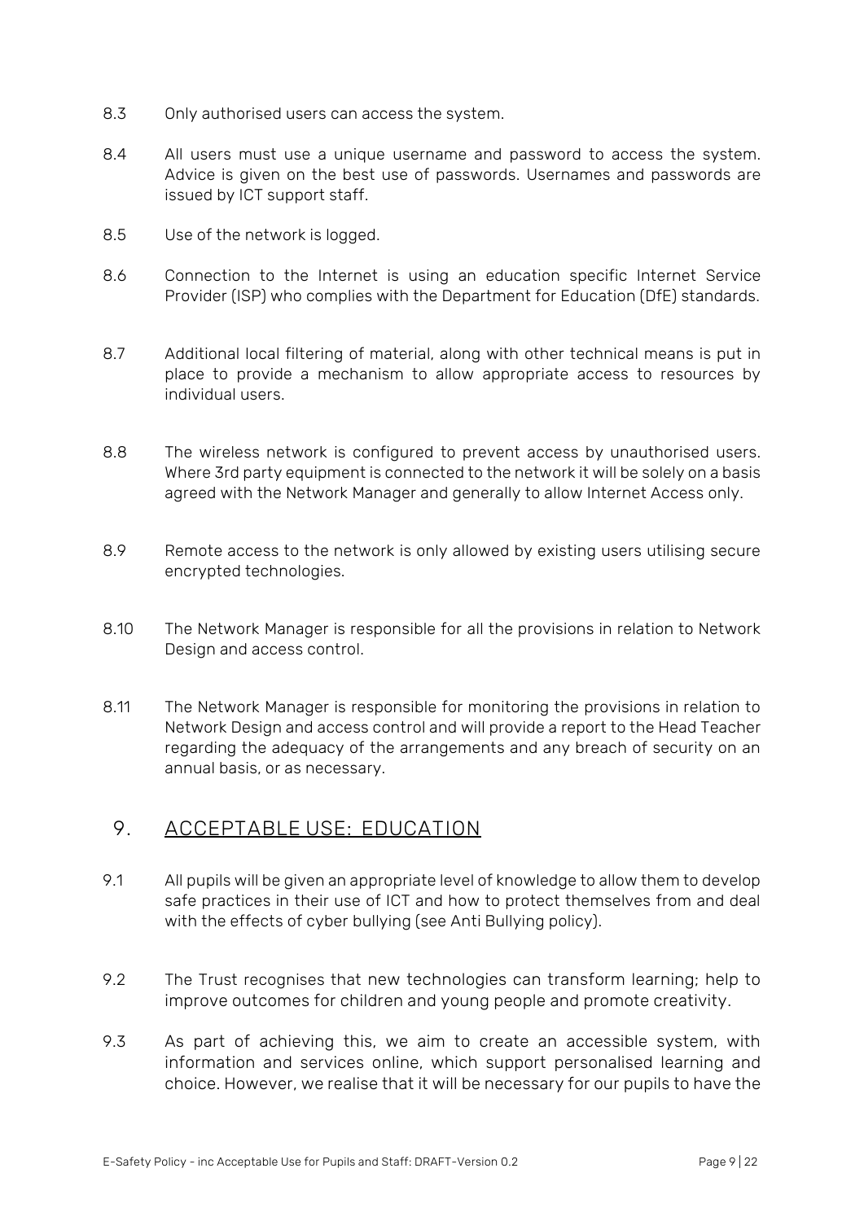8.3 Only authorised users can access the system.

8.4 All users must use a unique username and password to access the system. Advice is given on the best use of passwords. Usernames and passwords are issued by ICT support staff.

8.5 Use of the network is logged.

8.6 Connection to the Internet is using an education specific Internet Service Provider (ISP) who complies with the Department for Education (DfE) standards.

8.7 Additional local filtering of material, along with other technical means is put in place to provide a mechanism to allow appropriate access to resources by individual users.

8.8 The wireless network is configured to prevent access by unauthorised users. Where 3rd party equipment is connected to the network it will be solely on a basis agreed with the Network Manager and generally to allow Internet Access only.

8.9 Remote access to the network is only allowed by existing users utilising secure encrypted technologies.

8.10 The Network Manager is responsible for all the provisions in relation to Network Design and access control.

8.11 The Network Manager is responsible for monitoring the provisions in relation to Network Design and access control and will provide a report to the Head Teacher regarding the adequacy of the arrangements and any breach of security on an annual basis, or as necessary.

## 9. ACCEPTABLE USE: EDUCATION

9.1 All pupils will be given an appropriate level of knowledge to allow them to develop safe practices in their use of ICT and how to protect themselves from and deal with the effects of cyber bullying (see Anti Bullying policy).

9.2 The Trust recognises that new technologies can transform learning; help to improve outcomes for children and young people and promote creativity.

9.3 As part of achieving this, we aim to create an accessible system, with information and services online, which support personalised learning and choice. However, we realise that it will be necessary for our pupils to have the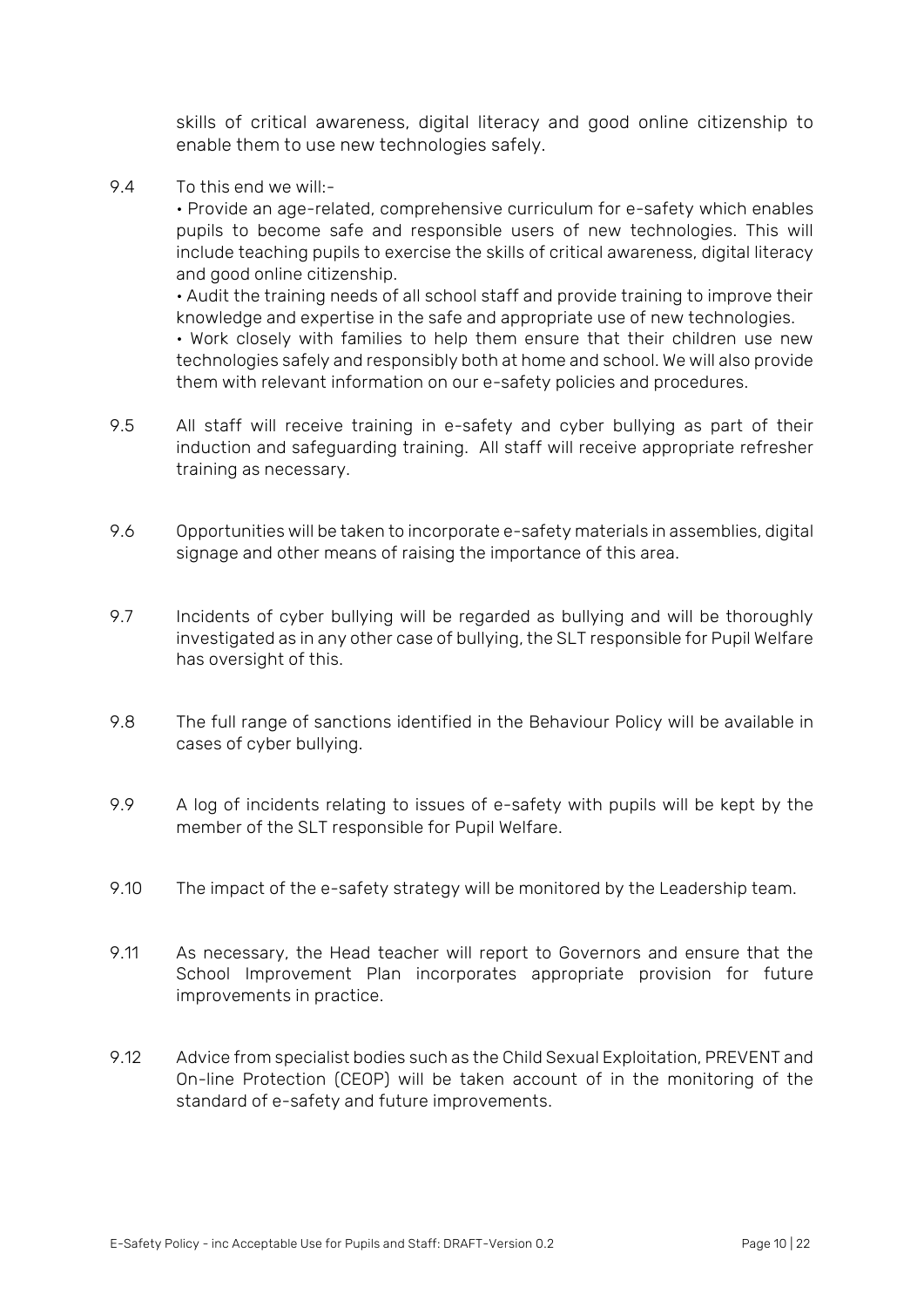skills of critical awareness, digital literacy and good online citizenship to enable them to use new technologies safely.

9.4 To this end we will:-

• Provide an age-related, comprehensive curriculum for e-safety which enables pupils to become safe and responsible users of new technologies. This will include teaching pupils to exercise the skills of critical awareness, digital literacy and good online citizenship.

• Audit the training needs of all school staff and provide training to improve their knowledge and expertise in the safe and appropriate use of new technologies.

• Work closely with families to help them ensure that their children use new technologies safely and responsibly both at home and school. We will also provide them with relevant information on our e-safety policies and procedures.

9.5 All staff will receive training in e-safety and cyber bullying as part of their induction and safeguarding training. All staff will receive appropriate refresher training as necessary.

9.6 Opportunities will be taken to incorporate e-safety materials in assemblies, digital signage and other means of raising the importance of this area.

9.7 Incidents of cyber bullying will be regarded as bullying and will be thoroughly investigated as in any other case of bullying, the SLT responsible for Pupil Welfare has oversight of this.

9.8 The full range of sanctions identified in the Behaviour Policy will be available in cases of cyber bullying.

9.9 A log of incidents relating to issues of e-safety with pupils will be kept by the member of the SLT responsible for Pupil Welfare.

9.10 The impact of the e-safety strategy will be monitored by the Leadership team.

9.11 As necessary, the Head teacher will report to Governors and ensure that the School Improvement Plan incorporates appropriate provision for future improvements in practice.

9.12 Advice from specialist bodies such as the Child Sexual Exploitation, PREVENT and On-line Protection (CEOP) will be taken account of in the monitoring of the standard of e-safety and future improvements.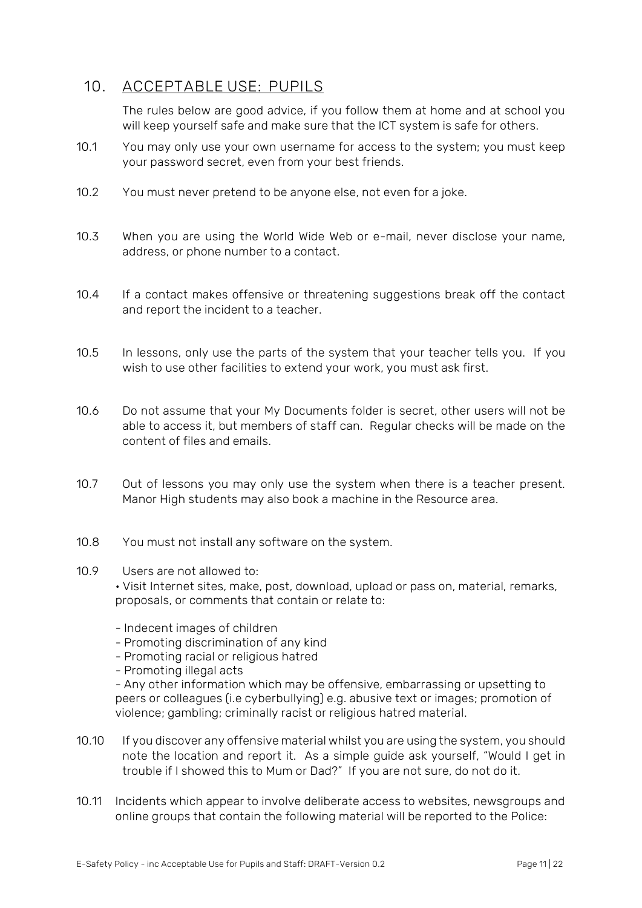## 10. ACCEPTABLE USE: PUPILS

The rules below are good advice, if you follow them at home and at school you will keep yourself safe and make sure that the ICT system is safe for others.

10.1 You may only use your own username for access to the system; you must keep your password secret, even from your best friends.

10.2 You must never pretend to be anyone else, not even for a joke.

10.3 When you are using the World Wide Web or e-mail, never disclose your name, address, or phone number to a contact.

10.4 If a contact makes offensive or threatening suggestions break off the contact and report the incident to a teacher.

10.5 In lessons, only use the parts of the system that your teacher tells you. If you wish to use other facilities to extend your work, you must ask first.

10.6 Do not assume that your My Documents folder is secret, other users will not be able to access it, but members of staff can. Regular checks will be made on the content of files and emails.

10.7 Out of lessons you may only use the system when there is a teacher present. Manor High students may also book a machine in the Resource area.

10.8 You must not install any software on the system.

10.9 Users are not allowed to:

• Visit Internet sites, make, post, download, upload or pass on, material, remarks, proposals, or comments that contain or relate to:

- Indecent images of children
- Promoting discrimination of any kind
- Promoting racial or religious hatred
- Promoting illegal acts
- Any other information which may be offensive, embarrassing or upsetting to peers or colleagues (i.e cyberbullying) e.g. abusive text or images; promotion of violence; gambling; criminally racist or religious hatred material.

10.10 If you discover any offensive material whilst you are using the system, you should note the location and report it. As a simple guide ask yourself, "Would I get in trouble if I showed this to Mum or Dad?" If you are not sure, do not do it.

10.11 Incidents which appear to involve deliberate access to websites, newsgroups and online groups that contain the following material will be reported to the Police: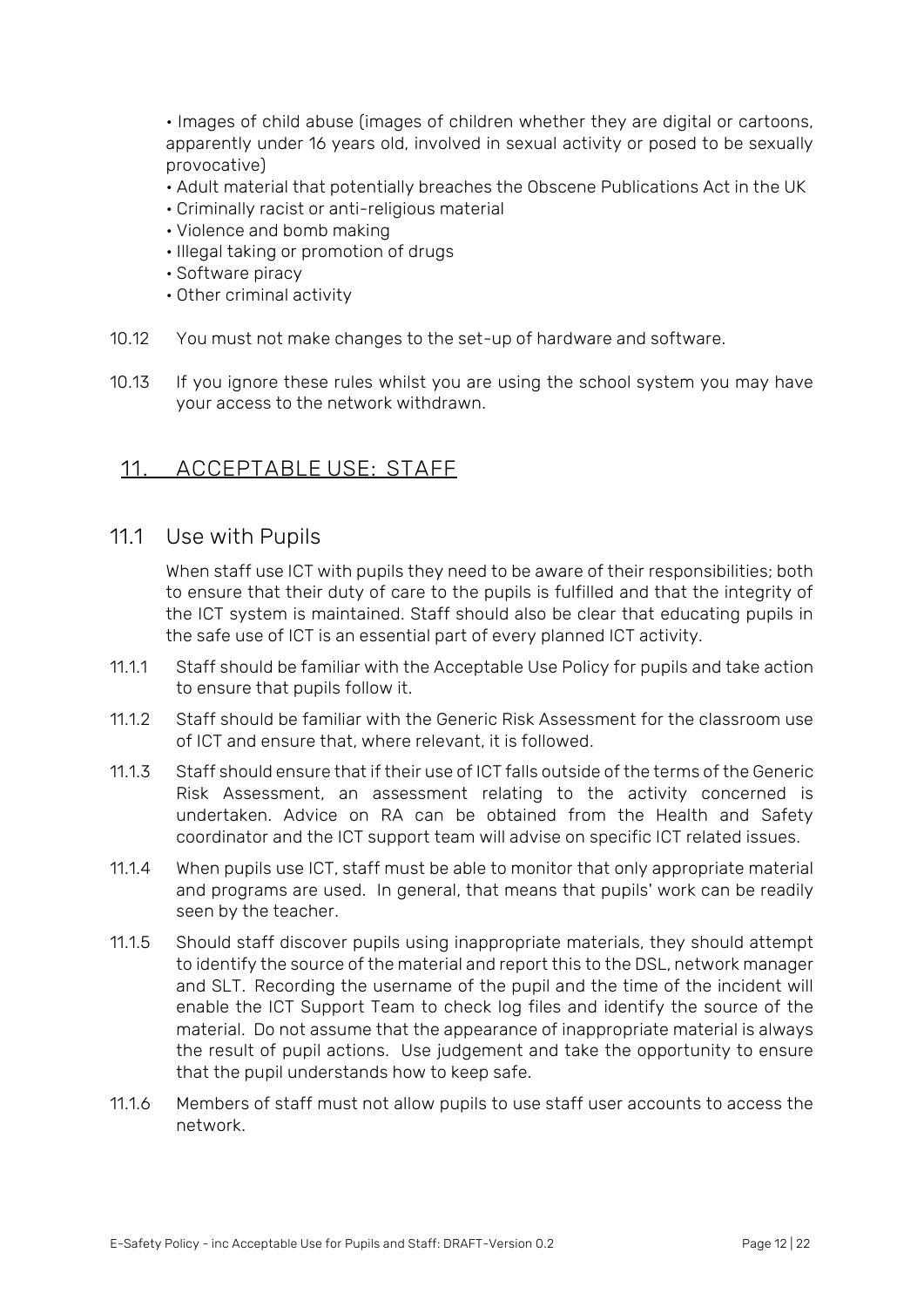- Images of child abuse (images of children whether they are digital or cartoons, apparently under 16 years old, involved in sexual activity or posed to be sexually provocative)
- Adult material that potentially breaches the Obscene Publications Act in the UK
- Criminally racist or anti-religious material
- Violence and bomb making
- Illegal taking or promotion of drugs
- Software piracy
- Other criminal activity

10.12 You must not make changes to the set-up of hardware and software.

10.13 If you ignore these rules whilst you are using the school system you may have your access to the network withdrawn.

## 11. ACCEPTABLE USE: STAFF

### 11.1 Use with Pupils

When staff use ICT with pupils they need to be aware of their responsibilities; both to ensure that their duty of care to the pupils is fulfilled and that the integrity of the ICT system is maintained. Staff should also be clear that educating pupils in the safe use of ICT is an essential part of every planned ICT activity.

11.1.1 Staff should be familiar with the Acceptable Use Policy for pupils and take action to ensure that pupils follow it.

11.1.2 Staff should be familiar with the Generic Risk Assessment for the classroom use of ICT and ensure that, where relevant, it is followed.

11.1.3 Staff should ensure that if their use of ICT falls outside of the terms of the Generic Risk Assessment, an assessment relating to the activity concerned is undertaken. Advice on RA can be obtained from the Health and Safety coordinator and the ICT support team will advise on specific ICT related issues.

11.1.4 When pupils use ICT, staff must be able to monitor that only appropriate material and programs are used. In general, that means that pupils' work can be readily seen by the teacher.

11.1.5 Should staff discover pupils using inappropriate materials, they should attempt to identify the source of the material and report this to the DSL, network manager and SLT. Recording the username of the pupil and the time of the incident will enable the ICT Support Team to check log files and identify the source of the material. Do not assume that the appearance of inappropriate material is always the result of pupil actions. Use judgement and take the opportunity to ensure that the pupil understands how to keep safe.

11.1.6 Members of staff must not allow pupils to use staff user accounts to access the network.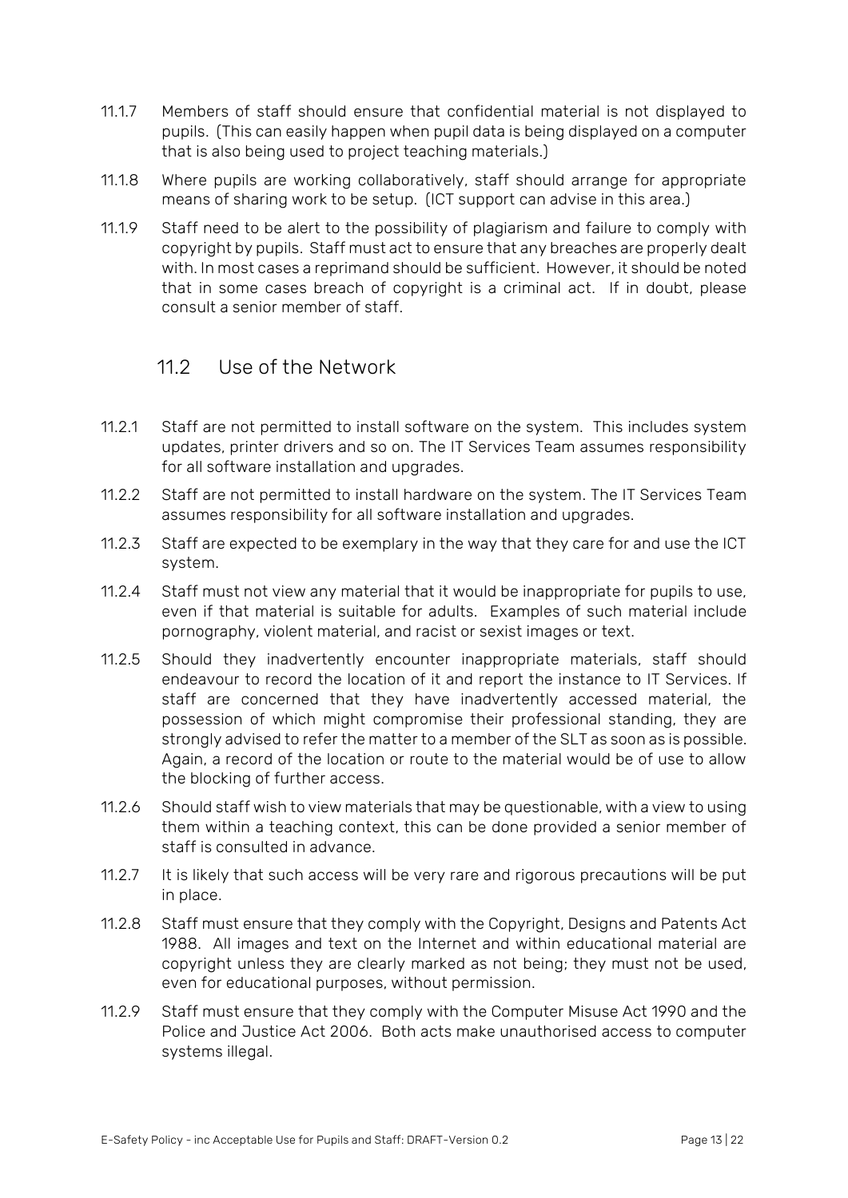11.1.7 Members of staff should ensure that confidential material is not displayed to pupils. (This can easily happen when pupil data is being displayed on a computer that is also being used to project teaching materials.)

11.1.8 Where pupils are working collaboratively, staff should arrange for appropriate means of sharing work to be setup. (ICT support can advise in this area.)

11.1.9 Staff need to be alert to the possibility of plagiarism and failure to comply with copyright by pupils. Staff must act to ensure that any breaches are properly dealt with. In most cases a reprimand should be sufficient. However, it should be noted that in some cases breach of copyright is a criminal act. If in doubt, please consult a senior member of staff.

## 11.2 Use of the Network

11.2.1 Staff are not permitted to install software on the system. This includes system updates, printer drivers and so on. The IT Services Team assumes responsibility for all software installation and upgrades.

11.2.2 Staff are not permitted to install hardware on the system. The IT Services Team assumes responsibility for all software installation and upgrades.

11.2.3 Staff are expected to be exemplary in the way that they care for and use the ICT system.

11.2.4 Staff must not view any material that it would be inappropriate for pupils to use, even if that material is suitable for adults. Examples of such material include pornography, violent material, and racist or sexist images or text.

11.2.5 Should they inadvertently encounter inappropriate materials, staff should endeavour to record the location of it and report the instance to IT Services. If staff are concerned that they have inadvertently accessed material, the possession of which might compromise their professional standing, they are strongly advised to refer the matter to a member of the SLT as soon as is possible. Again, a record of the location or route to the material would be of use to allow the blocking of further access.

11.2.6 Should staff wish to view materials that may be questionable, with a view to using them within a teaching context, this can be done provided a senior member of staff is consulted in advance.

11.2.7 It is likely that such access will be very rare and rigorous precautions will be put in place.

11.2.8 Staff must ensure that they comply with the Copyright, Designs and Patents Act 1988. All images and text on the Internet and within educational material are copyright unless they are clearly marked as not being; they must not be used, even for educational purposes, without permission.

11.2.9 Staff must ensure that they comply with the Computer Misuse Act 1990 and the Police and Justice Act 2006. Both acts make unauthorised access to computer systems illegal.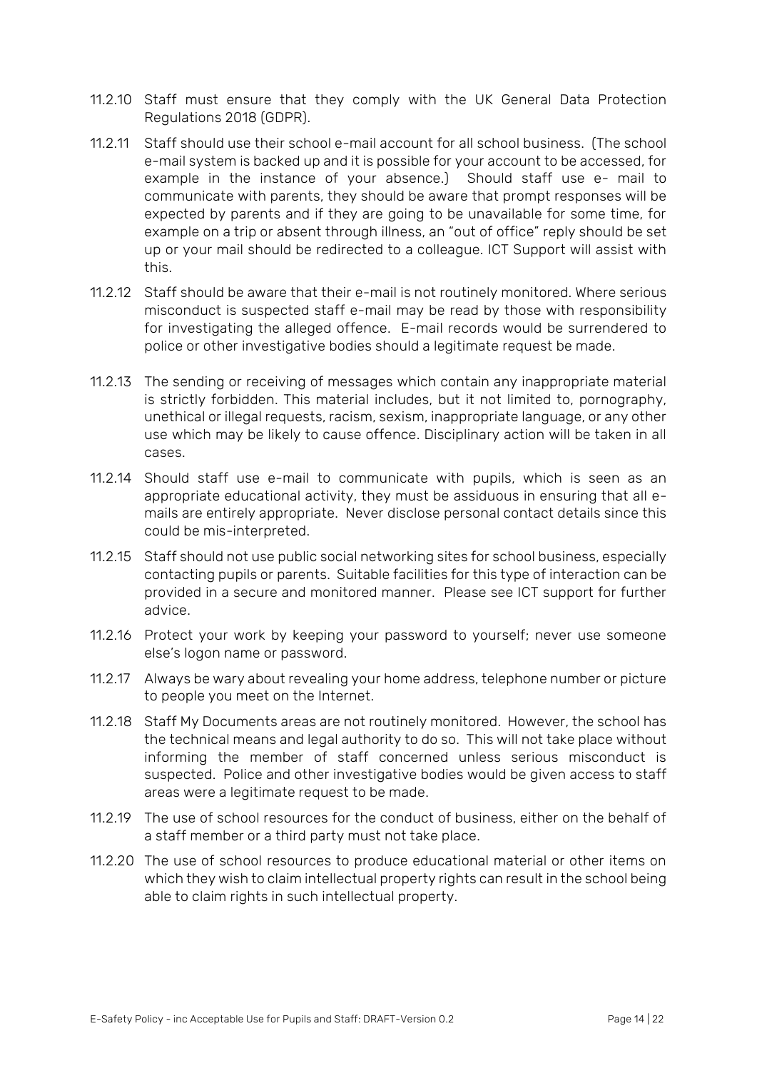11.2.10 Staff must ensure that they comply with the UK General Data Protection Regulations 2018 (GDPR).

11.2.11 Staff should use their school e-mail account for all school business. (The school e-mail system is backed up and it is possible for your account to be accessed, for example in the instance of your absence.) Should staff use e- mail to communicate with parents, they should be aware that prompt responses will be expected by parents and if they are going to be unavailable for some time, for example on a trip or absent through illness, an "out of office" reply should be set up or your mail should be redirected to a colleague. ICT Support will assist with this.

11.2.12 Staff should be aware that their e-mail is not routinely monitored. Where serious misconduct is suspected staff e-mail may be read by those with responsibility for investigating the alleged offence. E-mail records would be surrendered to police or other investigative bodies should a legitimate request be made.

11.2.13 The sending or receiving of messages which contain any inappropriate material is strictly forbidden. This material includes, but it not limited to, pornography, unethical or illegal requests, racism, sexism, inappropriate language, or any other use which may be likely to cause offence. Disciplinary action will be taken in all cases.

11.2.14 Should staff use e-mail to communicate with pupils, which is seen as an appropriate educational activity, they must be assiduous in ensuring that all e-mails are entirely appropriate. Never disclose personal contact details since this could be mis-interpreted.

11.2.15 Staff should not use public social networking sites for school business, especially contacting pupils or parents. Suitable facilities for this type of interaction can be provided in a secure and monitored manner. Please see ICT support for further advice.

11.2.16 Protect your work by keeping your password to yourself; never use someone else's logon name or password.

11.2.17 Always be wary about revealing your home address, telephone number or picture to people you meet on the Internet.

11.2.18 Staff My Documents areas are not routinely monitored. However, the school has the technical means and legal authority to do so. This will not take place without informing the member of staff concerned unless serious misconduct is suspected. Police and other investigative bodies would be given access to staff areas were a legitimate request to be made.

11.2.19 The use of school resources for the conduct of business, either on the behalf of a staff member or a third party must not take place.

11.2.20 The use of school resources to produce educational material or other items on which they wish to claim intellectual property rights can result in the school being able to claim rights in such intellectual property.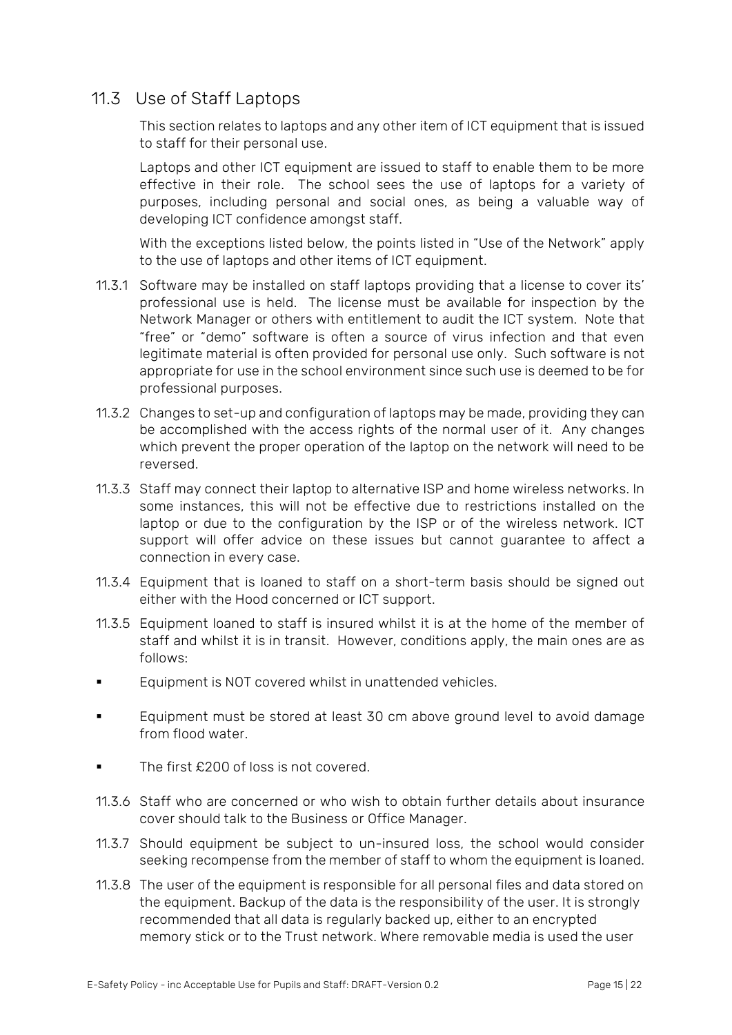## 11.3 Use of Staff Laptops

This section relates to laptops and any other item of ICT equipment that is issued to staff for their personal use.

Laptops and other ICT equipment are issued to staff to enable them to be more effective in their role. The school sees the use of laptops for a variety of purposes, including personal and social ones, as being a valuable way of developing ICT confidence amongst staff.

With the exceptions listed below, the points listed in "Use of the Network" apply to the use of laptops and other items of ICT equipment.

11.3.1 Software may be installed on staff laptops providing that a license to cover its' professional use is held. The license must be available for inspection by the Network Manager or others with entitlement to audit the ICT system. Note that "free" or "demo" software is often a source of virus infection and that even legitimate material is often provided for personal use only. Such software is not appropriate for use in the school environment since such use is deemed to be for professional purposes.

11.3.2 Changes to set-up and configuration of laptops may be made, providing they can be accomplished with the access rights of the normal user of it. Any changes which prevent the proper operation of the laptop on the network will need to be reversed.

11.3.3 Staff may connect their laptop to alternative ISP and home wireless networks. In some instances, this will not be effective due to restrictions installed on the laptop or due to the configuration by the ISP or of the wireless network. ICT support will offer advice on these issues but cannot guarantee to affect a connection in every case.

11.3.4 Equipment that is loaned to staff on a short-term basis should be signed out either with the Hood concerned or ICT support.

11.3.5 Equipment loaned to staff is insured whilst it is at the home of the member of staff and whilst it is in transit. However, conditions apply, the main ones are as follows:

- Equipment is NOT covered whilst in unattended vehicles.
- Equipment must be stored at least 30 cm above ground level to avoid damage from flood water.
- The first £200 of loss is not covered.

11.3.6 Staff who are concerned or who wish to obtain further details about insurance cover should talk to the Business or Office Manager.

11.3.7 Should equipment be subject to un-insured loss, the school would consider seeking recompense from the member of staff to whom the equipment is loaned.

11.3.8 The user of the equipment is responsible for all personal files and data stored on the equipment. Backup of the data is the responsibility of the user. It is strongly recommended that all data is regularly backed up, either to an encrypted memory stick or to the Trust network. Where removable media is used the user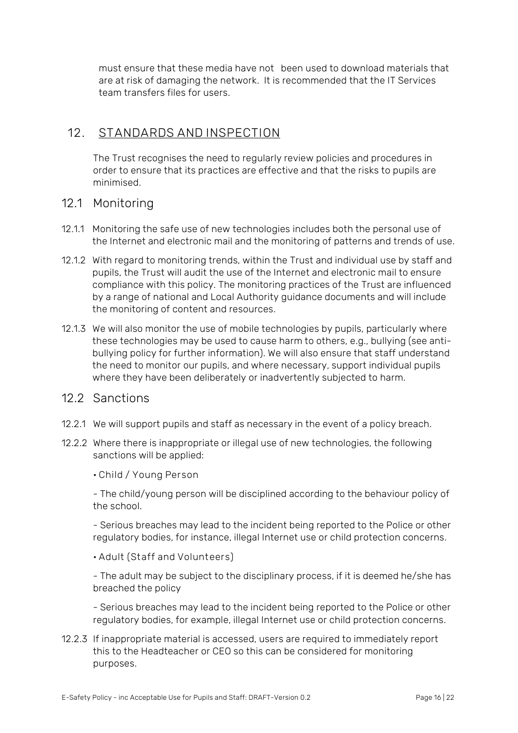must ensure that these media have not been used to download materials that are at risk of damaging the network. It is recommended that the IT Services team transfers files for users.

## 12. STANDARDS AND INSPECTION

The Trust recognises the need to regularly review policies and procedures in order to ensure that its practices are effective and that the risks to pupils are minimised.

### 12.1 Monitoring

12.1.1 Monitoring the safe use of new technologies includes both the personal use of the Internet and electronic mail and the monitoring of patterns and trends of use.

12.1.2 With regard to monitoring trends, within the Trust and individual use by staff and pupils, the Trust will audit the use of the Internet and electronic mail to ensure compliance with this policy. The monitoring practices of the Trust are influenced by a range of national and Local Authority guidance documents and will include the monitoring of content and resources.

12.1.3 We will also monitor the use of mobile technologies by pupils, particularly where these technologies may be used to cause harm to others, e.g., bullying (see anti-bullying policy for further information). We will also ensure that staff understand the need to monitor our pupils, and where necessary, support individual pupils where they have been deliberately or inadvertently subjected to harm.

### 12.2 Sanctions

12.2.1 We will support pupils and staff as necessary in the event of a policy breach.

12.2.2 Where there is inappropriate or illegal use of new technologies, the following sanctions will be applied:

• Child / Young Person

- The child/young person will be disciplined according to the behaviour policy of the school.

- Serious breaches may lead to the incident being reported to the Police or other regulatory bodies, for instance, illegal Internet use or child protection concerns.

• Adult (Staff and Volunteers)

- The adult may be subject to the disciplinary process, if it is deemed he/she has breached the policy

- Serious breaches may lead to the incident being reported to the Police or other regulatory bodies, for example, illegal Internet use or child protection concerns.

12.2.3 If inappropriate material is accessed, users are required to immediately report this to the Headteacher or CEO so this can be considered for monitoring purposes.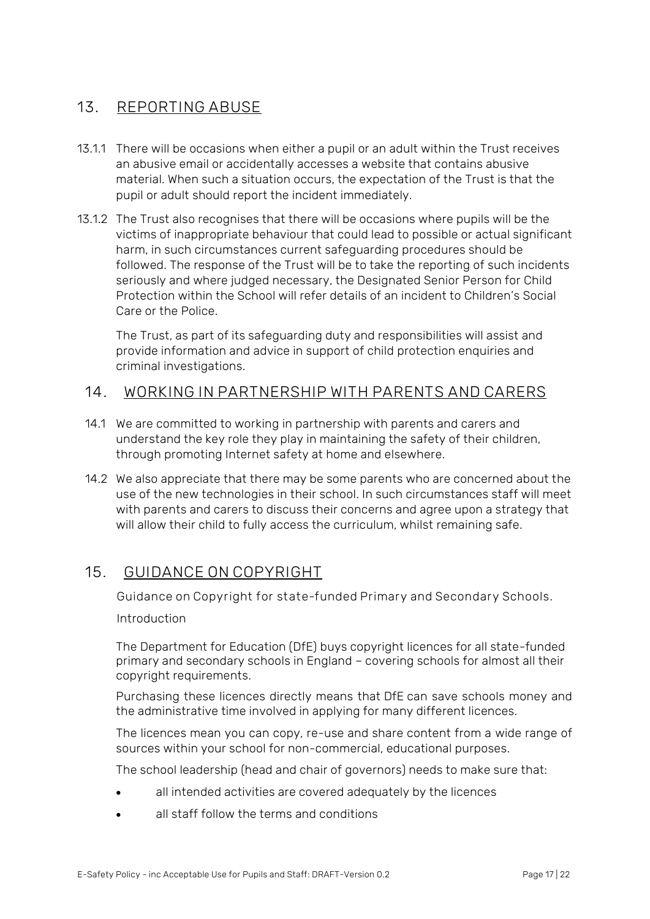## 13. REPORTING ABUSE

13.1.1 There will be occasions when either a pupil or an adult within the Trust receives an abusive email or accidentally accesses a website that contains abusive material. When such a situation occurs, the expectation of the Trust is that the pupil or adult should report the incident immediately.

13.1.2 The Trust also recognises that there will be occasions where pupils will be the victims of inappropriate behaviour that could lead to possible or actual significant harm, in such circumstances current safeguarding procedures should be followed. The response of the Trust will be to take the reporting of such incidents seriously and where judged necessary, the Designated Senior Person for Child Protection within the School will refer details of an incident to Children's Social Care or the Police.

The Trust, as part of its safeguarding duty and responsibilities will assist and provide information and advice in support of child protection enquiries and criminal investigations.

## 14. WORKING IN PARTNERSHIP WITH PARENTS AND CARERS

14.1 We are committed to working in partnership with parents and carers and understand the key role they play in maintaining the safety of their children, through promoting Internet safety at home and elsewhere.

14.2 We also appreciate that there may be some parents who are concerned about the use of the new technologies in their school. In such circumstances staff will meet with parents and carers to discuss their concerns and agree upon a strategy that will allow their child to fully access the curriculum, whilst remaining safe.

## 15. GUIDANCE ON COPYRIGHT

Guidance on Copyright for state-funded Primary and Secondary Schools.

Introduction

The Department for Education (DfE) buys copyright licences for all state-funded primary and secondary schools in England – covering schools for almost all their copyright requirements.

Purchasing these licences directly means that DfE can save schools money and the administrative time involved in applying for many different licences.

The licences mean you can copy, re-use and share content from a wide range of sources within your school for non-commercial, educational purposes.

The school leadership (head and chair of governors) needs to make sure that:

- all intended activities are covered adequately by the licences
- all staff follow the terms and conditions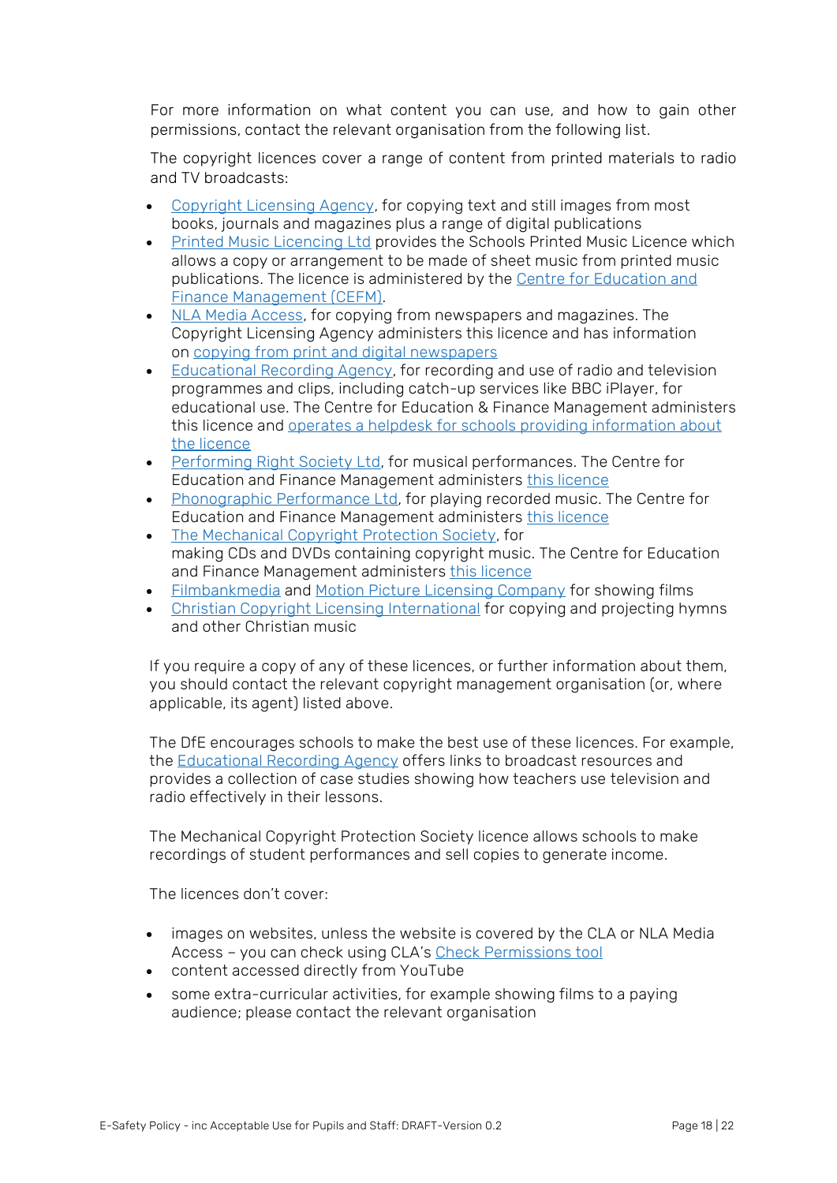For more information on what content you can use, and how to gain other permissions, contact the relevant organisation from the following list.

The copyright licences cover a range of content from printed materials to radio and TV broadcasts:

- Copyright Licensing Agency, for copying text and still images from most books, journals and magazines plus a range of digital publications
- Printed Music Licencing Ltd provides the Schools Printed Music Licence which allows a copy or arrangement to be made of sheet music from printed music publications. The licence is administered by the Centre for Education and Finance Management (CEFM).
- NLA Media Access, for copying from newspapers and magazines. The Copyright Licensing Agency administers this licence and has information on copying from print and digital newspapers
- Educational Recording Agency, for recording and use of radio and television programmes and clips, including catch-up services like BBC iPlayer, for educational use. The Centre for Education & Finance Management administers this licence and operates a helpdesk for schools providing information about the licence
- Performing Right Society Ltd, for musical performances. The Centre for Education and Finance Management administers this licence
- Phonographic Performance Ltd, for playing recorded music. The Centre for Education and Finance Management administers this licence
- The Mechanical Copyright Protection Society, for making CDs and DVDs containing copyright music. The Centre for Education and Finance Management administers this licence
- Filmbankmedia and Motion Picture Licensing Company for showing films
- Christian Copyright Licensing International for copying and projecting hymns and other Christian music

If you require a copy of any of these licences, or further information about them, you should contact the relevant copyright management organisation (or, where applicable, its agent) listed above.

The DfE encourages schools to make the best use of these licences. For example, the Educational Recording Agency offers links to broadcast resources and provides a collection of case studies showing how teachers use television and radio effectively in their lessons.

The Mechanical Copyright Protection Society licence allows schools to make recordings of student performances and sell copies to generate income.

The licences don't cover:

- images on websites, unless the website is covered by the CLA or NLA Media Access – you can check using CLA's Check Permissions tool
- content accessed directly from YouTube
- some extra-curricular activities, for example showing films to a paying audience; please contact the relevant organisation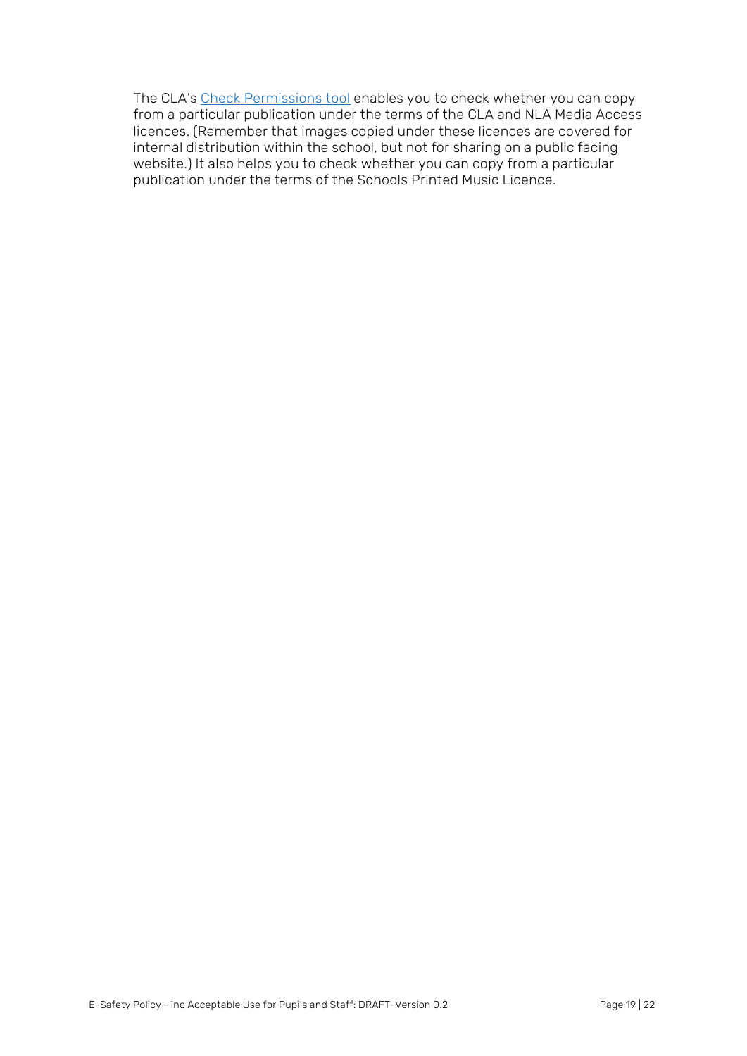The CLA's Check Permissions tool enables you to check whether you can copy from a particular publication under the terms of the CLA and NLA Media Access licences. (Remember that images copied under these licences are covered for internal distribution within the school, but not for sharing on a public facing website.) It also helps you to check whether you can copy from a particular publication under the terms of the Schools Printed Music Licence.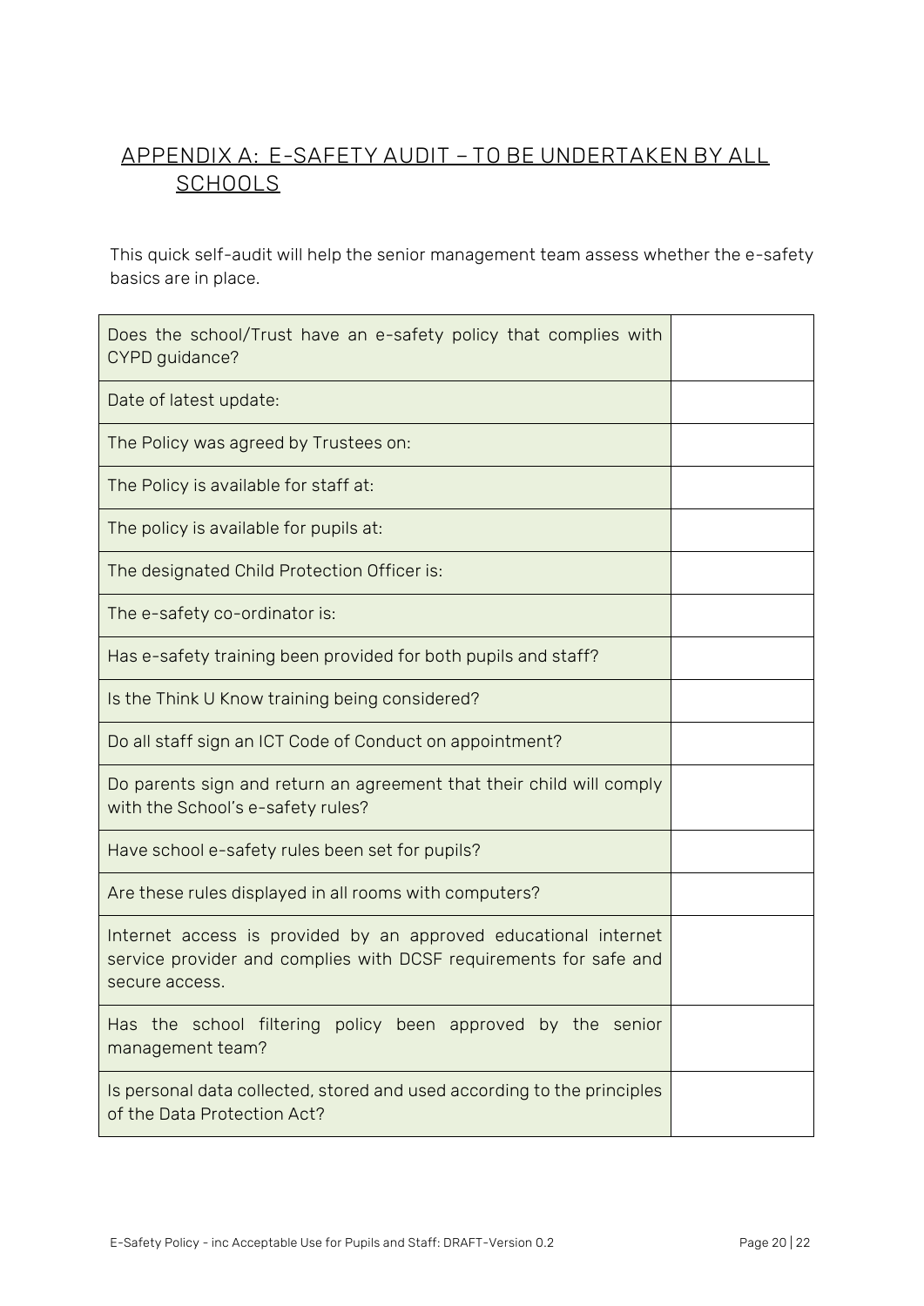## APPENDIX A: E-SAFETY AUDIT – TO BE UNDERTAKEN BY ALL SCHOOLS

This quick self-audit will help the senior management team assess whether the e-safety basics are in place.

| | |
|---|---|
| Does the school/Trust have an e-safety policy that complies with CYPD guidance? | |
| Date of latest update: | |
| The Policy was agreed by Trustees on: | |
| The Policy is available for staff at: | |
| The policy is available for pupils at: | |
| The designated Child Protection Officer is: | |
| The e-safety co-ordinator is: | |
| Has e-safety training been provided for both pupils and staff? | |
| Is the Think U Know training being considered? | |
| Do all staff sign an ICT Code of Conduct on appointment? | |
| Do parents sign and return an agreement that their child will comply with the School's e-safety rules? | |
| Have school e-safety rules been set for pupils? | |
| Are these rules displayed in all rooms with computers? | |
| Internet access is provided by an approved educational internet service provider and complies with DCSF requirements for safe and secure access. | |
| Has the school filtering policy been approved by the senior management team? | |
| Is personal data collected, stored and used according to the principles of the Data Protection Act? | |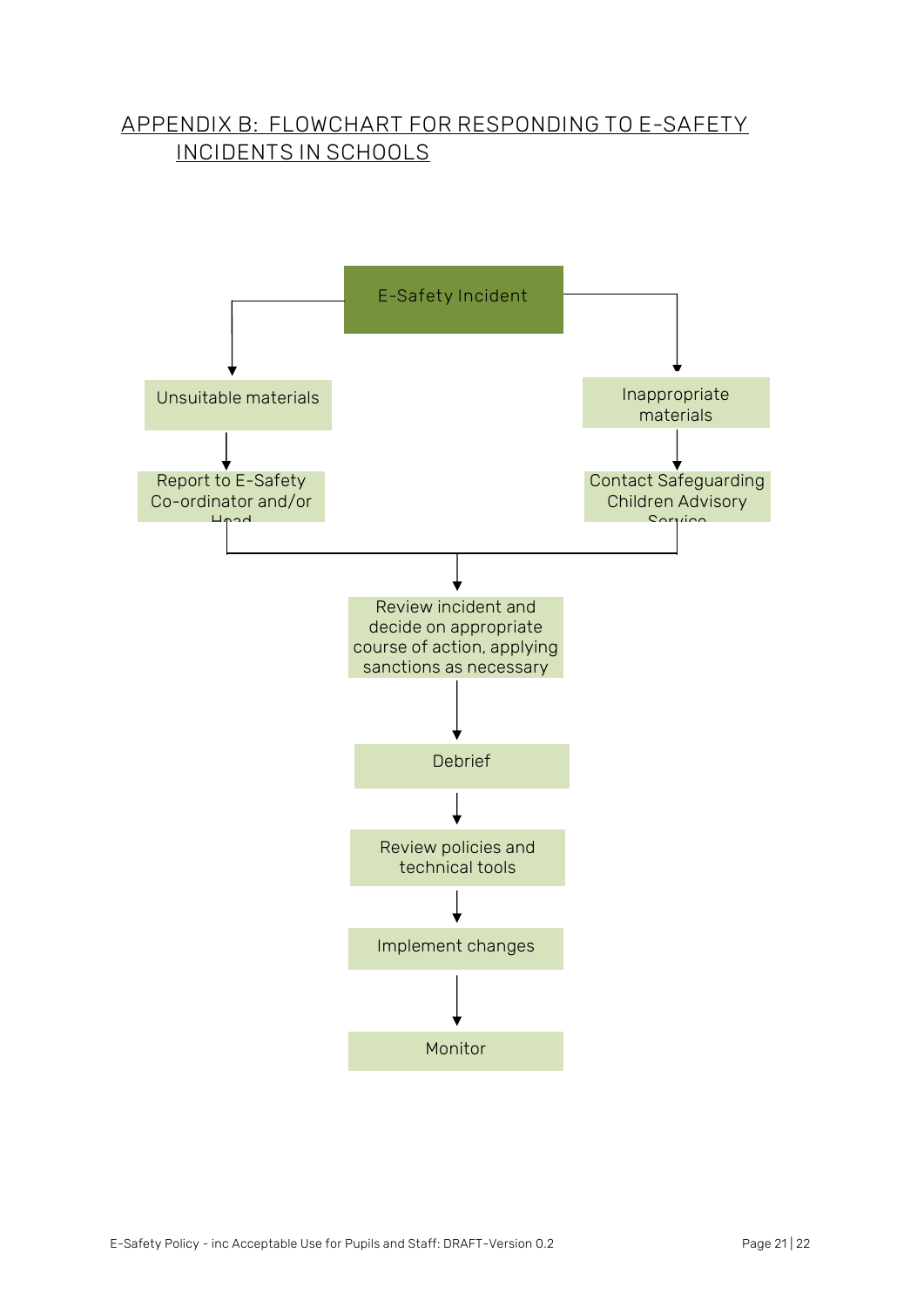## APPENDIX B: FLOWCHART FOR RESPONDING TO E-SAFETY INCIDENTS IN SCHOOLS

E-Safety Incident

Unsuitable materials

Report to E-Safety Co-ordinator and/or Head

Inappropriate materials

Contact Safeguarding Children Advisory Service

Review incident and decide on appropriate course of action, applying sanctions as necessary

Debrief

Review policies and technical tools

Implement changes

Monitor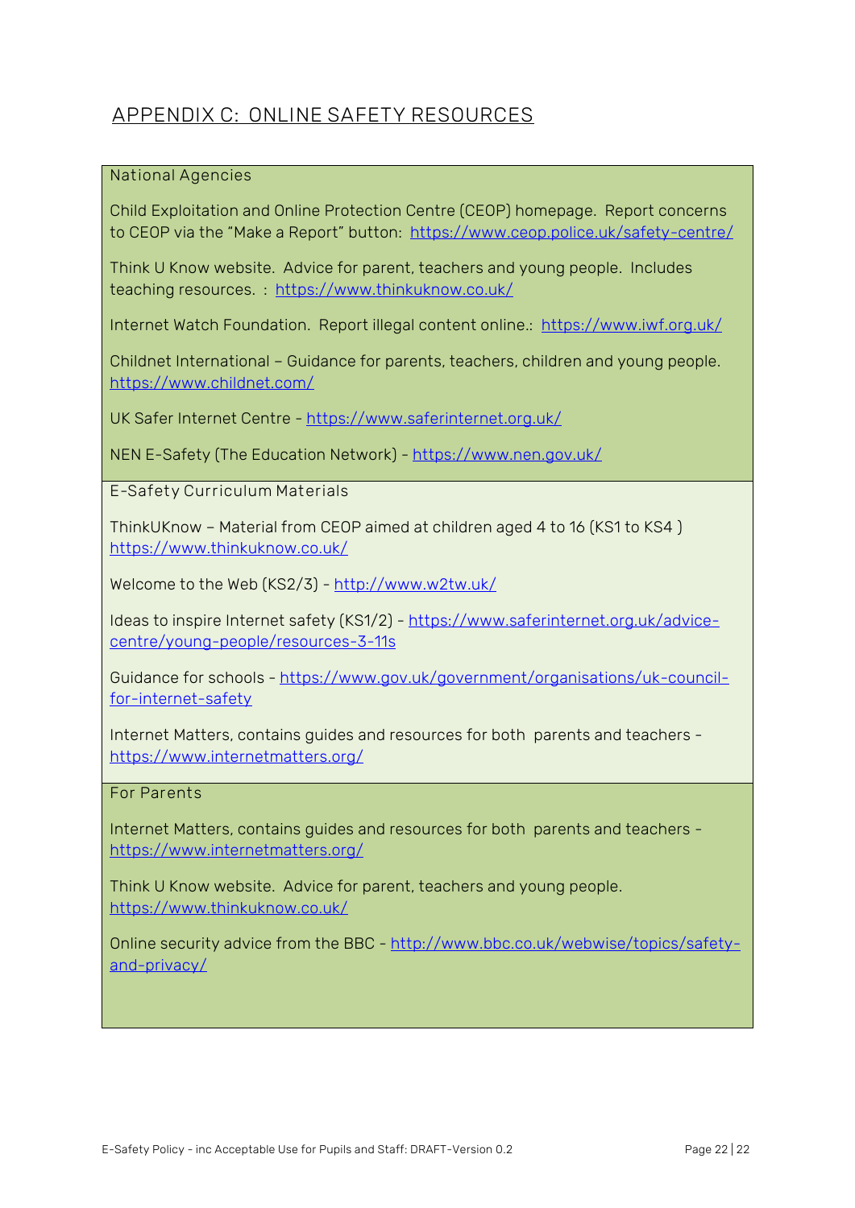## APPENDIX C: ONLINE SAFETY RESOURCES

### National Agencies

Child Exploitation and Online Protection Centre (CEOP) homepage. Report concerns to CEOP via the "Make a Report" button: https://www.ceop.police.uk/safety-centre/

Think U Know website. Advice for parent, teachers and young people. Includes teaching resources. : https://www.thinkuknow.co.uk/

Internet Watch Foundation. Report illegal content online.: https://www.iwf.org.uk/

Childnet International – Guidance for parents, teachers, children and young people. https://www.childnet.com/

UK Safer Internet Centre - https://www.saferinternet.org.uk/

NEN E-Safety (The Education Network) - https://www.nen.gov.uk/

### E-Safety Curriculum Materials

ThinkUKnow – Material from CEOP aimed at children aged 4 to 16 (KS1 to KS4 ) https://www.thinkuknow.co.uk/

Welcome to the Web (KS2/3) - http://www.w2tw.uk/

Ideas to inspire Internet safety (KS1/2) - https://www.saferinternet.org.uk/advice-centre/young-people/resources-3-11s

Guidance for schools - https://www.gov.uk/government/organisations/uk-council-for-internet-safety

Internet Matters, contains guides and resources for both parents and teachers - https://www.internetmatters.org/

### For Parents

Internet Matters, contains guides and resources for both parents and teachers - https://www.internetmatters.org/

Think U Know website. Advice for parent, teachers and young people. https://www.thinkuknow.co.uk/

Online security advice from the BBC - http://www.bbc.co.uk/webwise/topics/safety-and-privacy/